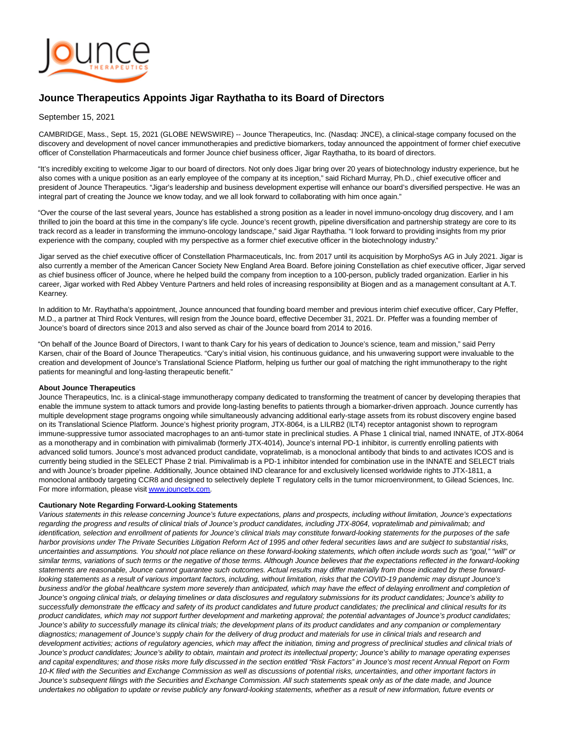# Jounce Therapeutics Appoints Jigar Raythatha to its Board of Directors

September 15, 2021

CAMBRIDGE, Mass., Sept. 15, 2021 (GLOBE NEWSWIRE) -- Jounce Therapeutics, Inc. (Nasdaq: JNCE), a clinical-stage company focused on the discovery and development of novel cancer immunotherapies and predictive biomarkers, today announced the appointment of former chief executive officer of Constellation Pharmaceuticals and former Jounce chief business officer, Jigar Raythatha, to its board of directors.

"It's incredibly exciting to welcome Jigar to our board of directors. Not only does Jigar bring over 20 years of biotechnology industry experience, but he also comes with a unique position as an early employee of the company at its inception," said Richard Murray, Ph.D., chief executive officer and president of Jounce Therapeutics. "Jigar's leadership and business development expertise will enhance our board's diversified perspective. He was an integral part of creating the Jounce we know today, and we all look forward to collaborating with him once again."

"Over the course of the last several years, Jounce has established a strong position as a leader in novel immuno-oncology drug discovery, and I am thrilled to join the board at this time in the company's life cycle. Jounce's recent growth, pipeline diversification and partnership strategy are core to its track record as a leader in transforming the immuno-oncology landscape," said Jigar Raythatha. "I look forward to providing insights from my prior experience with the company, coupled with my perspective as a former chief executive officer in the biotechnology industry."

Jigar served as the chief executive officer of Constellation Pharmaceuticals, Inc. from 2017 until its acquisition by MorphoSys AG in July 2021. Jigar is also currently a member of the American Cancer Society New England Area Board. Before joining Constellation as chief executive officer, Jigar served as chief business officer of Jounce, where he helped build the company from inception to a 100-person, publicly traded organization. Earlier in his career, Jigar worked with Red Abbey Venture Partners and held roles of increasing responsibility at Biogen and as a management consultant at A.T. Kearney.

In addition to Mr. Raythatha's appointment, Jounce announced that founding board member and previous interim chief executive officer, Cary Pfeffer, M.D., a partner at Third Rock Ventures, will resign from the Jounce board, effective December 31, 2021. Dr. Pfeffer was a founding member of Jounce's board of directors since 2013 and also served as chair of the Jounce board from 2014 to 2016.

"On behalf of the Jounce Board of Directors, I want to thank Cary for his years of dedication to Jounce's science, team and mission," said Perry Karsen, chair of the Board of Jounce Therapeutics. "Cary's initial vision, his continuous guidance, and his unwavering support were invaluable to the creation and development of Jounce's Translational Science Platform, helping us further our goal of matching the right immunotherapy to the right patients for meaningful and long-lasting therapeutic benefit."

**About Jounce Therapeutics**

Jounce Therapeutics, Inc. is a clinical-stage immunotherapy company dedicated to transforming the treatment of cancer by developing therapies that enable the immune system to attack tumors and provide long-lasting benefits to patients through a biomarker-driven approach. Jounce currently has multiple development stage programs ongoing while simultaneously advancing additional early-stage assets from its robust discovery engine based on its Translational Science Platform. Jounce's highest priority program, JTX-8064, is a LILRB2 (ILT4) receptor antagonist shown to reprogram immune-suppressive tumor associated macrophages to an anti-tumor state in preclinical studies. A Phase 1 clinical trial, named INNATE, of JTX-8064 as a monotherapy and in combination with pimivalimab (formerly JTX-4014), Jounce's internal PD-1 inhibitor, is currently enrolling patients with advanced solid tumors. Jounce's most advanced product candidate, vopratelimab, is a monoclonal antibody that binds to and activates ICOS and is currently being studied in the SELECT Phase 2 trial. Pimivalimab is a PD-1 inhibitor intended for combination use in the INNATE and SELECT trials and with Jounce's broader pipeline. Additionally, Jounce obtained IND clearance for and exclusively licensed worldwide rights to JTX-1811, a monoclonal antibody targeting CCR8 and designed to selectively deplete T regulatory cells in the tumor microenvironment, to Gilead Sciences, Inc. For more information, please visit www.jouncetx.com.

**Cautionary Note Regarding Forward-Looking Statements**

*Various statements in this release concerning Jounce's future expectations, plans and prospects, including without limitation, Jounce's expectations regarding the progress and results of clinical trials of Jounce's product candidates, including JTX-8064, vopratelimab and pimivalimab; and identification, selection and enrollment of patients for Jounce's clinical trials may constitute forward-looking statements for the purposes of the safe harbor provisions under The Private Securities Litigation Reform Act of 1995 and other federal securities laws and are subject to substantial risks, uncertainties and assumptions. You should not place reliance on these forward-looking statements, which often include words such as "goal," "will" or similar terms, variations of such terms or the negative of those terms. Although Jounce believes that the expectations reflected in the forward-looking statements are reasonable, Jounce cannot guarantee such outcomes. Actual results may differ materially from those indicated by these forward-looking statements as a result of various important factors, including, without limitation, risks that the COVID-19 pandemic may disrupt Jounce's business and/or the global healthcare system more severely than anticipated, which may have the effect of delaying enrollment and completion of Jounce's ongoing clinical trials, or delaying timelines or data disclosures and regulatory submissions for its product candidates; Jounce's ability to successfully demonstrate the efficacy and safety of its product candidates and future product candidates; the preclinical and clinical results for its product candidates, which may not support further development and marketing approval; the potential advantages of Jounce's product candidates; Jounce's ability to successfully manage its clinical trials; the development plans of its product candidates and any companion or complementary diagnostics; management of Jounce's supply chain for the delivery of drug product and materials for use in clinical trials and research and development activities; actions of regulatory agencies, which may affect the initiation, timing and progress of preclinical studies and clinical trials of Jounce's product candidates; Jounce's ability to obtain, maintain and protect its intellectual property; Jounce's ability to manage operating expenses and capital expenditures; and those risks more fully discussed in the section entitled "Risk Factors" in Jounce's most recent Annual Report on Form 10-K filed with the Securities and Exchange Commission as well as discussions of potential risks, uncertainties, and other important factors in Jounce's subsequent filings with the Securities and Exchange Commission. All such statements speak only as of the date made, and Jounce undertakes no obligation to update or revise publicly any forward-looking statements, whether as a result of new information, future events or*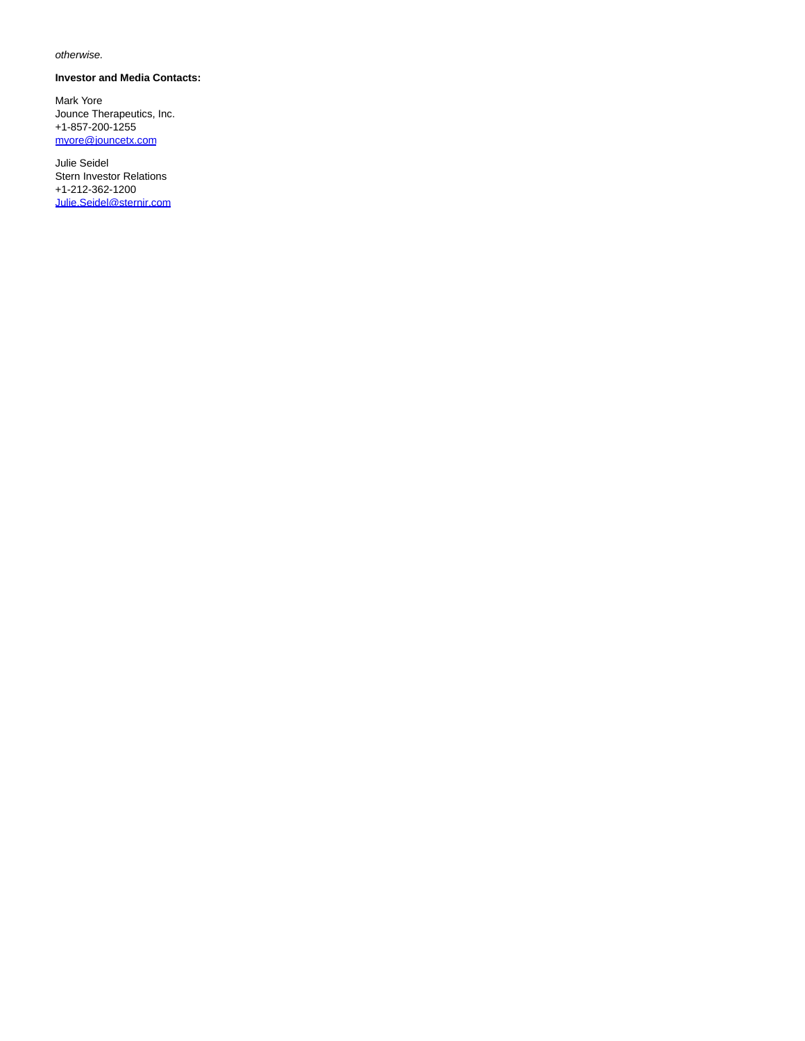*otherwise.*

**Investor and Media Contacts:**

Mark Yore
Jounce Therapeutics, Inc.
+1-857-200-1255
myore@jouncetx.com

Julie Seidel
Stern Investor Relations
+1-212-362-1200
Julie.Seidel@sternir.com